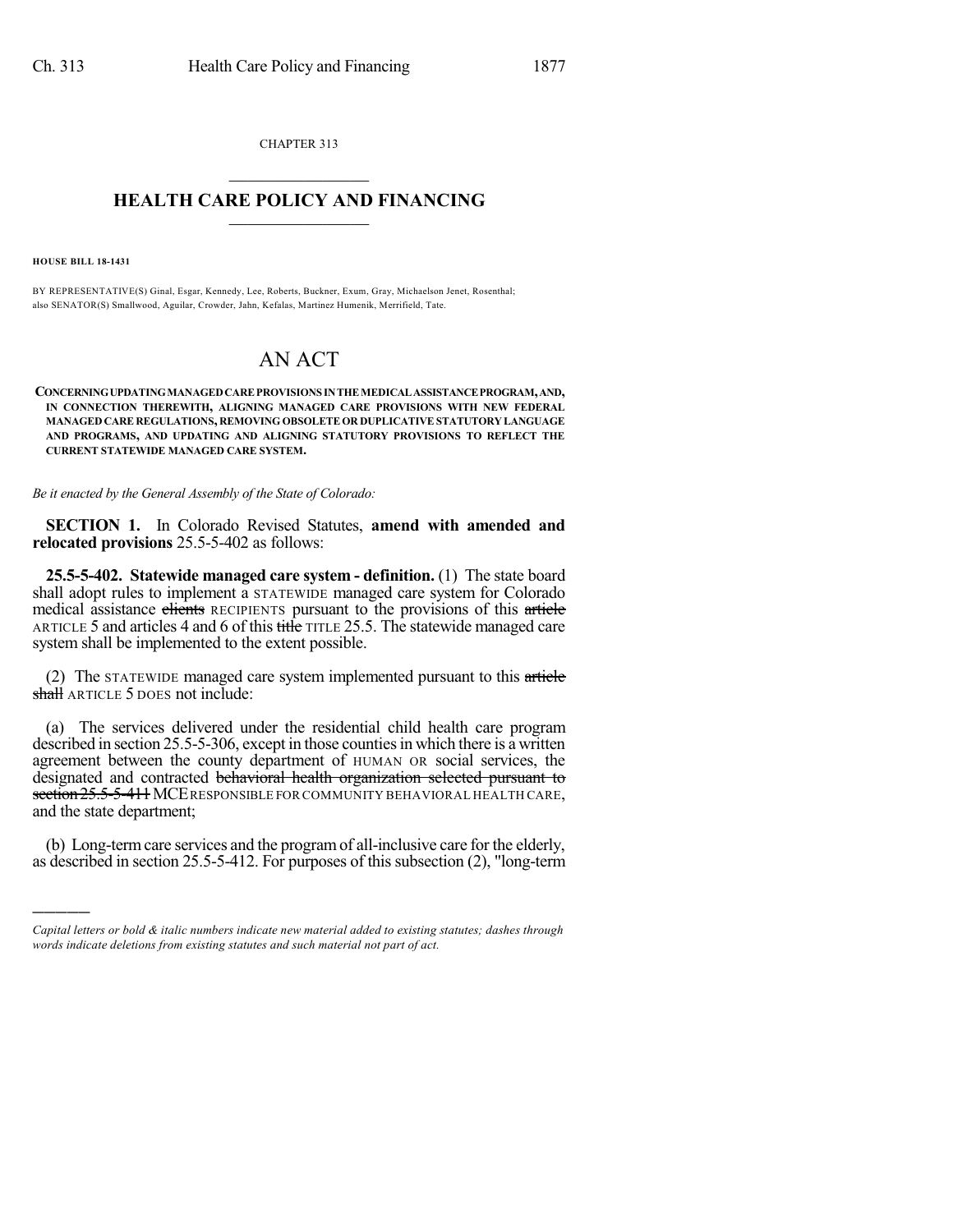CHAPTER 313

# HEALTH CARE POLICY AND FINANCING

**HOUSE BILL 18-1431**

BY REPRESENTATIVE(S) Ginal, Esgar, Kennedy, Lee, Roberts, Buckner, Exum, Gray, Michaelson Jenet, Rosenthal; also SENATOR(S) Smallwood, Aguilar, Crowder, Jahn, Kefalas, Martinez Humenik, Merrifield, Tate.

# AN ACT

**CONCERNING UPDATING MANAGED CARE PROVISIONS IN THE MEDICAL ASSISTANCE PROGRAM, AND, IN CONNECTION THEREWITH, ALIGNING MANAGED CARE PROVISIONS WITH NEW FEDERAL MANAGED CARE REGULATIONS, REMOVING OBSOLETE OR DUPLICATIVE STATUTORY LANGUAGE AND PROGRAMS, AND UPDATING AND ALIGNING STATUTORY PROVISIONS TO REFLECT THE CURRENT STATEWIDE MANAGED CARE SYSTEM.**

*Be it enacted by the General Assembly of the State of Colorado:*

**SECTION 1.** In Colorado Revised Statutes, **amend with amended and relocated provisions** 25.5-5-402 as follows:

**25.5-5-402. Statewide managed care system - definition.** (1) The state board shall adopt rules to implement a STATEWIDE managed care system for Colorado medical assistance ~~clients~~ RECIPIENTS pursuant to the provisions of this ~~article~~ ARTICLE 5 and articles 4 and 6 of this ~~title~~ TITLE 25.5. The statewide managed care system shall be implemented to the extent possible.

(2) The STATEWIDE managed care system implemented pursuant to this ~~article shall~~ ARTICLE 5 DOES not include:

(a) The services delivered under the residential child health care program described in section 25.5-5-306, except in those counties in which there is a written agreement between the county department of HUMAN OR social services, the designated and contracted ~~behavioral health organization selected pursuant to section 25.5-5-411~~ MCE RESPONSIBLE FOR COMMUNITY BEHAVIORAL HEALTH CARE, and the state department;

(b) Long-term care services and the program of all-inclusive care for the elderly, as described in section 25.5-5-412. For purposes of this subsection (2), "long-term

---

*Capital letters or bold & italic numbers indicate new material added to existing statutes; dashes through words indicate deletions from existing statutes and such material not part of act.*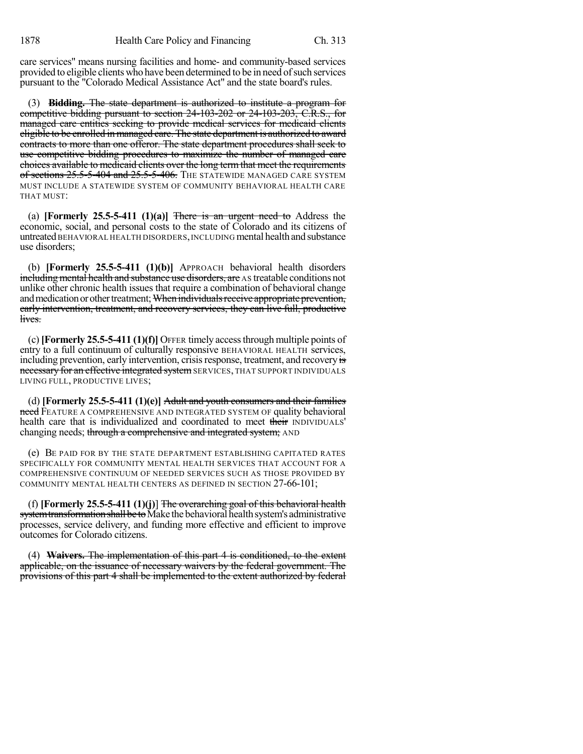care services" means nursing facilities and home- and community-based services provided to eligible clients who have been determined to be in need of such services pursuant to the "Colorado Medical Assistance Act" and the state board's rules.

(3) **Bidding.** ~~The state department is authorized to institute a program for competitive bidding pursuant to section 24-103-202 or 24-103-203, C.R.S., for managed care entities seeking to provide medical services for medicaid clients eligible to be enrolled in managed care. The state department is authorized to award contracts to more than one offeror. The state department procedures shall seek to use competitive bidding procedures to maximize the number of managed care choices available to medicaid clients over the long term that meet the requirements of sections 25.5-5-404 and 25.5-5-406.~~ THE STATEWIDE MANAGED CARE SYSTEM MUST INCLUDE A STATEWIDE SYSTEM OF COMMUNITY BEHAVIORAL HEALTH CARE THAT MUST:

(a) **[Formerly 25.5-5-411 (1)(a)]** ~~There is an urgent need to~~ Address the economic, social, and personal costs to the state of Colorado and its citizens of untreated BEHAVIORAL HEALTH DISORDERS, INCLUDING mental health and substance use disorders;

(b) **[Formerly 25.5-5-411 (1)(b)]** APPROACH behavioral health disorders ~~including mental health and substance use disorders, are~~ AS treatable conditions not unlike other chronic health issues that require a combination of behavioral change and medication or other treatment; ~~When individuals receive appropriate prevention, early intervention, treatment, and recovery services, they can live full, productive lives.~~

(c) **[Formerly 25.5-5-411 (1)(f)]** OFFER timely access through multiple points of entry to a full continuum of culturally responsive BEHAVIORAL HEALTH services, including prevention, early intervention, crisis response, treatment, and recovery ~~is necessary for an effective integrated system~~ SERVICES, THAT SUPPORT INDIVIDUALS LIVING FULL, PRODUCTIVE LIVES;

(d) **[Formerly 25.5-5-411 (1)(e)]** ~~Adult and youth consumers and their families need~~ FEATURE A COMPREHENSIVE AND INTEGRATED SYSTEM OF quality behavioral health care that is individualized and coordinated to meet ~~their~~ INDIVIDUALS' changing needs; ~~through a comprehensive and integrated system;~~ AND

(e) BE PAID FOR BY THE STATE DEPARTMENT ESTABLISHING CAPITATED RATES SPECIFICALLY FOR COMMUNITY MENTAL HEALTH SERVICES THAT ACCOUNT FOR A COMPREHENSIVE CONTINUUM OF NEEDED SERVICES SUCH AS THOSE PROVIDED BY COMMUNITY MENTAL HEALTH CENTERS AS DEFINED IN SECTION 27-66-101;

(f) **[Formerly 25.5-5-411 (1)(j)]** ~~The overarching goal of this behavioral health system transformation shall be to~~ Make the behavioral health system's administrative processes, service delivery, and funding more effective and efficient to improve outcomes for Colorado citizens.

(4) **Waivers.** ~~The implementation of this part 4 is conditioned, to the extent applicable, on the issuance of necessary waivers by the federal government. The provisions of this part 4 shall be implemented to the extent authorized by federal~~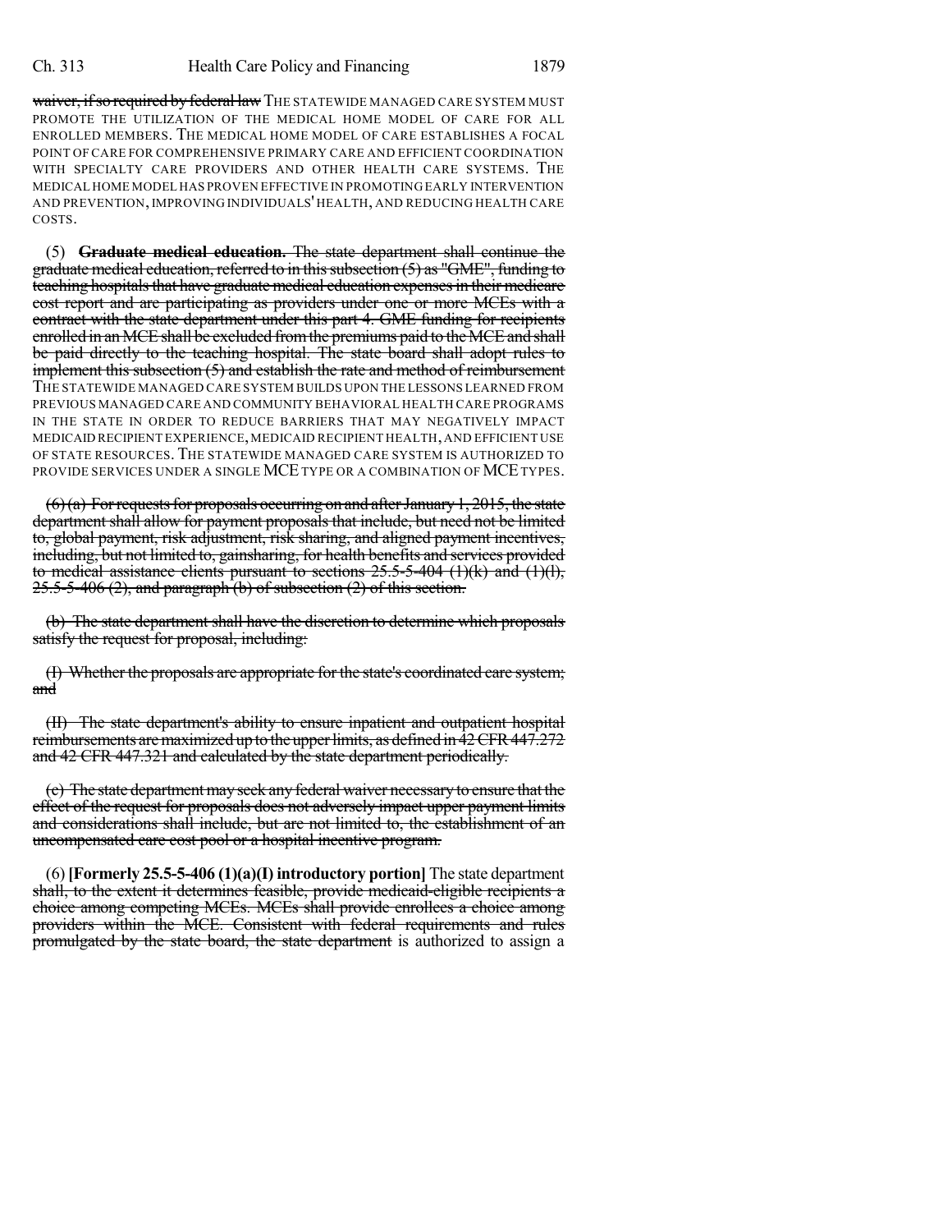waiver, if so required by federal law THE STATEWIDE MANAGED CARE SYSTEM MUST PROMOTE THE UTILIZATION OF THE MEDICAL HOME MODEL OF CARE FOR ALL ENROLLED MEMBERS. THE MEDICAL HOME MODEL OF CARE ESTABLISHES A FOCAL POINT OF CARE FOR COMPREHENSIVE PRIMARY CARE AND EFFICIENT COORDINATION WITH SPECIALTY CARE PROVIDERS AND OTHER HEALTH CARE SYSTEMS. THE MEDICAL HOME MODEL HAS PROVEN EFFECTIVE IN PROMOTING EARLY INTERVENTION AND PREVENTION, IMPROVING INDIVIDUALS' HEALTH, AND REDUCING HEALTH CARE COSTS.

(5) **Graduate medical education.** The state department shall continue the graduate medical education, referred to in this subsection (5) as "GME", funding to teaching hospitals that have graduate medical education expenses in their medicare cost report and are participating as providers under one or more MCEs with a contract with the state department under this part 4. GME funding for recipients enrolled in an MCE shall be excluded from the premiums paid to the MCE and shall be paid directly to the teaching hospital. The state board shall adopt rules to implement this subsection (5) and establish the rate and method of reimbursement THE STATEWIDE MANAGED CARE SYSTEM BUILDS UPON THE LESSONS LEARNED FROM PREVIOUS MANAGED CARE AND COMMUNITY BEHAVIORAL HEALTH CARE PROGRAMS IN THE STATE IN ORDER TO REDUCE BARRIERS THAT MAY NEGATIVELY IMPACT MEDICAID RECIPIENT EXPERIENCE, MEDICAID RECIPIENT HEALTH, AND EFFICIENT USE OF STATE RESOURCES. THE STATEWIDE MANAGED CARE SYSTEM IS AUTHORIZED TO PROVIDE SERVICES UNDER A SINGLE MCE TYPE OR A COMBINATION OF MCE TYPES.

(6) (a) For requests for proposals occurring on and after January 1, 2015, the state department shall allow for payment proposals that include, but need not be limited to, global payment, risk adjustment, risk sharing, and aligned payment incentives, including, but not limited to, gainsharing, for health benefits and services provided to medical assistance clients pursuant to sections 25.5-5-404 (1)(k) and (1)(l), 25.5-5-406 (2), and paragraph (b) of subsection (2) of this section.

(b) The state department shall have the discretion to determine which proposals satisfy the request for proposal, including:

(I) Whether the proposals are appropriate for the state's coordinated care system; and

(II) The state department's ability to ensure inpatient and outpatient hospital reimbursements are maximized up to the upper limits, as defined in 42 CFR 447.272 and 42 CFR 447.321 and calculated by the state department periodically.

(c) The state department may seek any federal waiver necessary to ensure that the effect of the request for proposals does not adversely impact upper payment limits and considerations shall include, but are not limited to, the establishment of an uncompensated care cost pool or a hospital incentive program.

(6) **[Formerly 25.5-5-406 (1)(a)(I) introductory portion]** The state department shall, to the extent it determines feasible, provide medicaid-eligible recipients a choice among competing MCEs. MCEs shall provide enrollees a choice among providers within the MCE. Consistent with federal requirements and rules promulgated by the state board, the state department is authorized to assign a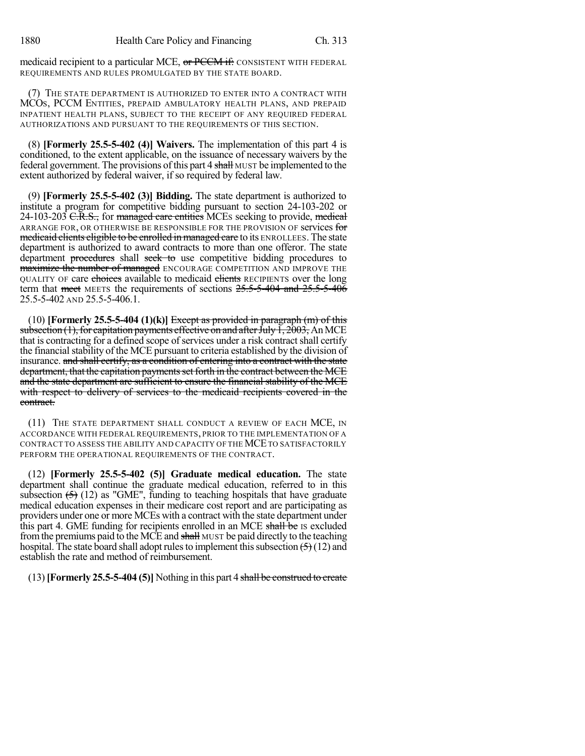medicaid recipient to a particular MCE, ~~or PCCM if:~~ CONSISTENT WITH FEDERAL REQUIREMENTS AND RULES PROMULGATED BY THE STATE BOARD.

(7) THE STATE DEPARTMENT IS AUTHORIZED TO ENTER INTO A CONTRACT WITH MCOs, PCCM ENTITIES, PREPAID AMBULATORY HEALTH PLANS, AND PREPAID INPATIENT HEALTH PLANS, SUBJECT TO THE RECEIPT OF ANY REQUIRED FEDERAL AUTHORIZATIONS AND PURSUANT TO THE REQUIREMENTS OF THIS SECTION.

(8) **[Formerly 25.5-5-402 (4)] Waivers.** The implementation of this part 4 is conditioned, to the extent applicable, on the issuance of necessary waivers by the federal government. The provisions of this part 4 ~~shall~~ MUST be implemented to the extent authorized by federal waiver, if so required by federal law.

(9) **[Formerly 25.5-5-402 (3)] Bidding.** The state department is authorized to institute a program for competitive bidding pursuant to section 24-103-202 or 24-103-203 ~~C.R.S.,~~ for ~~managed care entities~~ MCEs seeking to provide, ~~medical~~ ARRANGE FOR, OR OTHERWISE BE RESPONSIBLE FOR THE PROVISION OF services ~~for medicaid clients eligible to be enrolled in managed care~~ to its ENROLLEES. The state department is authorized to award contracts to more than one offeror. The state department ~~procedures~~ shall ~~seek to~~ use competitive bidding procedures to ~~maximize the number of managed~~ ENCOURAGE COMPETITION AND IMPROVE THE QUALITY OF care ~~choices~~ available to medicaid ~~clients~~ RECIPIENTS over the long term that ~~meet~~ MEETS the requirements of sections ~~25.5-5-404 and 25.5-5-406~~ 25.5-5-402 AND 25.5-5-406.1.

(10) **[Formerly 25.5-5-404 (1)(k)]** ~~Except as provided in paragraph (m) of this subsection (1), for capitation payments effective on and after July 1, 2003,~~ An MCE that is contracting for a defined scope of services under a risk contract shall certify the financial stability of the MCE pursuant to criteria established by the division of insurance. ~~and shall certify, as a condition of entering into a contract with the state department, that the capitation payments set forth in the contract between the MCE and the state department are sufficient to ensure the financial stability of the MCE with respect to delivery of services to the medicaid recipients covered in the contract.~~

(11) THE STATE DEPARTMENT SHALL CONDUCT A REVIEW OF EACH MCE, IN ACCORDANCE WITH FEDERAL REQUIREMENTS, PRIOR TO THE IMPLEMENTATION OF A CONTRACT TO ASSESS THE ABILITY AND CAPACITY OF THE MCE TO SATISFACTORILY PERFORM THE OPERATIONAL REQUIREMENTS OF THE CONTRACT.

(12) **[Formerly 25.5-5-402 (5)] Graduate medical education.** The state department shall continue the graduate medical education, referred to in this subsection ~~(5)~~ (12) as "GME", funding to teaching hospitals that have graduate medical education expenses in their medicare cost report and are participating as providers under one or more MCEs with a contract with the state department under this part 4. GME funding for recipients enrolled in an MCE ~~shall be~~ IS excluded from the premiums paid to the MCE and ~~shall~~ MUST be paid directly to the teaching hospital. The state board shall adopt rules to implement this subsection ~~(5)~~ (12) and establish the rate and method of reimbursement.

(13) **[Formerly 25.5-5-404 (5)]** Nothing in this part 4 ~~shall be construed to create~~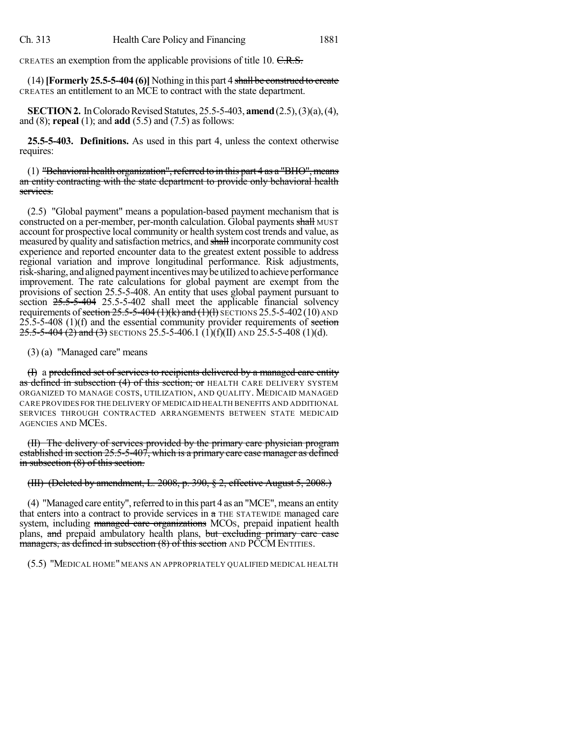CREATES an exemption from the applicable provisions of title 10. ~~C.R.S.~~

(14) **[Formerly 25.5-5-404 (6)]** Nothing in this part 4 ~~shall be construed to create~~ CREATES an entitlement to an MCE to contract with the state department.

**SECTION 2.** In Colorado Revised Statutes, 25.5-5-403, **amend** (2.5), (3)(a), (4), and (8); **repeal** (1); and **add** (5.5) and (7.5) as follows:

**25.5-5-403. Definitions.** As used in this part 4, unless the context otherwise requires:

(1) ~~"Behavioral health organization", referred to in this part 4 as a "BHO", means an entity contracting with the state department to provide only behavioral health services.~~

(2.5) "Global payment" means a population-based payment mechanism that is constructed on a per-member, per-month calculation. Global payments ~~shall~~ MUST account for prospective local community or health system cost trends and value, as measured by quality and satisfaction metrics, and ~~shall~~ incorporate community cost experience and reported encounter data to the greatest extent possible to address regional variation and improve longitudinal performance. Risk adjustments, risk-sharing, and aligned payment incentives may be utilized to achieve performance improvement. The rate calculations for global payment are exempt from the provisions of section 25.5-5-408. An entity that uses global payment pursuant to section ~~25.5-5-404~~ 25.5-5-402 shall meet the applicable financial solvency requirements of ~~section 25.5-5-404 (1)(k) and (1)(l)~~ SECTIONS 25.5-5-402 (10) AND 25.5-5-408 (1)(f) and the essential community provider requirements of ~~section 25.5-5-404 (2) and (3)~~ SECTIONS 25.5-5-406.1 (1)(f)(II) AND 25.5-5-408 (1)(d).

(3) (a) "Managed care" means

~~(I)~~ a ~~predefined set of services to recipients delivered by a managed care entity as defined in subsection (4) of this section; or~~ HEALTH CARE DELIVERY SYSTEM ORGANIZED TO MANAGE COSTS, UTILIZATION, AND QUALITY. MEDICAID MANAGED CARE PROVIDES FOR THE DELIVERY OF MEDICAID HEALTH BENEFITS AND ADDITIONAL SERVICES THROUGH CONTRACTED ARRANGEMENTS BETWEEN STATE MEDICAID AGENCIES AND MCES.

~~(II) The delivery of services provided by the primary care physician program established in section 25.5-5-407, which is a primary care case manager as defined in subsection (8) of this section.~~

~~(III) (Deleted by amendment, L. 2008, p. 390, § 2, effective August 5, 2008.)~~

(4) "Managed care entity", referred to in this part 4 as an "MCE", means an entity that enters into a contract to provide services in ~~a~~ THE STATEWIDE managed care system, including ~~managed care organizations~~ MCOs, prepaid inpatient health plans, ~~and~~ prepaid ambulatory health plans, ~~but excluding primary care case managers, as defined in subsection (8) of this section~~ AND PCCM ENTITIES.

(5.5) "MEDICAL HOME" MEANS AN APPROPRIATELY QUALIFIED MEDICAL HEALTH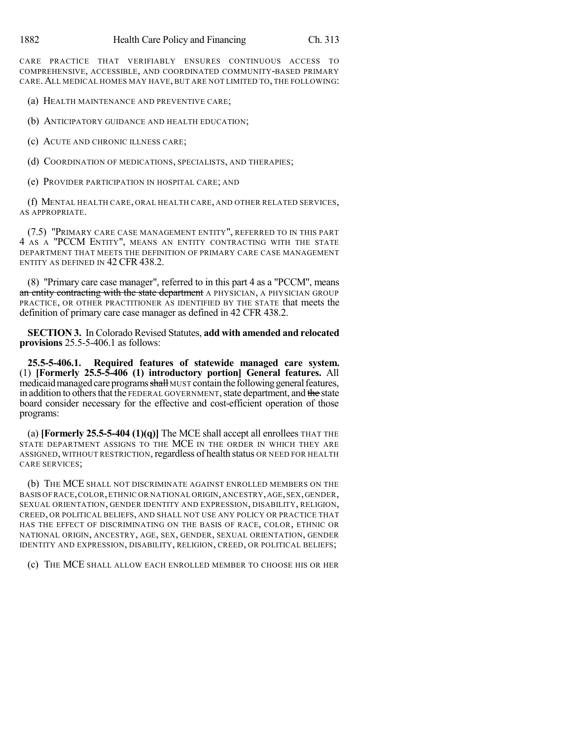CARE PRACTICE THAT VERIFIABLY ENSURES CONTINUOUS ACCESS TO COMPREHENSIVE, ACCESSIBLE, AND COORDINATED COMMUNITY-BASED PRIMARY CARE. ALL MEDICAL HOMES MAY HAVE, BUT ARE NOT LIMITED TO, THE FOLLOWING:

(a) HEALTH MAINTENANCE AND PREVENTIVE CARE;

(b) ANTICIPATORY GUIDANCE AND HEALTH EDUCATION;

(c) ACUTE AND CHRONIC ILLNESS CARE;

(d) COORDINATION OF MEDICATIONS, SPECIALISTS, AND THERAPIES;

(e) PROVIDER PARTICIPATION IN HOSPITAL CARE; AND

(f) MENTAL HEALTH CARE, ORAL HEALTH CARE, AND OTHER RELATED SERVICES, AS APPROPRIATE.

(7.5) "PRIMARY CARE CASE MANAGEMENT ENTITY", REFERRED TO IN THIS PART 4 AS A "PCCM ENTITY", MEANS AN ENTITY CONTRACTING WITH THE STATE DEPARTMENT THAT MEETS THE DEFINITION OF PRIMARY CARE CASE MANAGEMENT ENTITY AS DEFINED IN 42 CFR 438.2.

(8) "Primary care case manager", referred to in this part 4 as a "PCCM", means ~~an entity contracting with the state department~~ A PHYSICIAN, A PHYSICIAN GROUP PRACTICE, OR OTHER PRACTITIONER AS IDENTIFIED BY THE STATE that meets the definition of primary care case manager as defined in 42 CFR 438.2.

**SECTION 3.** In Colorado Revised Statutes, **add with amended and relocated provisions** 25.5-5-406.1 as follows:

**25.5-5-406.1. Required features of statewide managed care system.** (1) **[Formerly 25.5-5-406 (1) introductory portion] General features.** All medicaid managed care programs ~~shall~~ MUST contain the following general features, in addition to others that the FEDERAL GOVERNMENT, state department, and ~~the~~ state board consider necessary for the effective and cost-efficient operation of those programs:

(a) **[Formerly 25.5-5-404 (1)(q)]** The MCE shall accept all enrollees THAT THE STATE DEPARTMENT ASSIGNS TO THE MCE IN THE ORDER IN WHICH THEY ARE ASSIGNED, WITHOUT RESTRICTION, regardless of health status OR NEED FOR HEALTH CARE SERVICES;

(b) THE MCE SHALL NOT DISCRIMINATE AGAINST ENROLLED MEMBERS ON THE BASIS OF RACE, COLOR, ETHNIC OR NATIONAL ORIGIN, ANCESTRY, AGE, SEX, GENDER, SEXUAL ORIENTATION, GENDER IDENTITY AND EXPRESSION, DISABILITY, RELIGION, CREED, OR POLITICAL BELIEFS, AND SHALL NOT USE ANY POLICY OR PRACTICE THAT HAS THE EFFECT OF DISCRIMINATING ON THE BASIS OF RACE, COLOR, ETHNIC OR NATIONAL ORIGIN, ANCESTRY, AGE, SEX, GENDER, SEXUAL ORIENTATION, GENDER IDENTITY AND EXPRESSION, DISABILITY, RELIGION, CREED, OR POLITICAL BELIEFS;

(c) THE MCE SHALL ALLOW EACH ENROLLED MEMBER TO CHOOSE HIS OR HER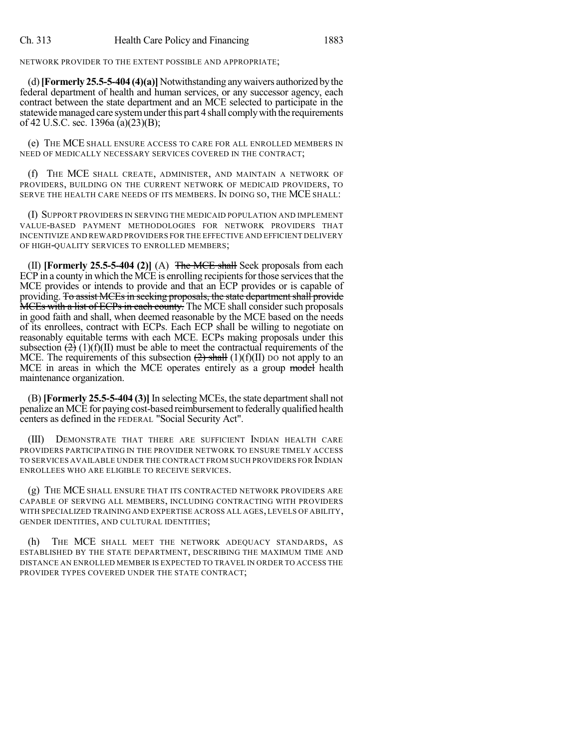NETWORK PROVIDER TO THE EXTENT POSSIBLE AND APPROPRIATE;

(d) **[Formerly 25.5-5-404 (4)(a)]** Notwithstanding any waivers authorized by the federal department of health and human services, or any successor agency, each contract between the state department and an MCE selected to participate in the statewide managed care system under this part 4 shall comply with the requirements of 42 U.S.C. sec. 1396a (a)(23)(B);

(e) THE MCE SHALL ENSURE ACCESS TO CARE FOR ALL ENROLLED MEMBERS IN NEED OF MEDICALLY NECESSARY SERVICES COVERED IN THE CONTRACT;

(f) THE MCE SHALL CREATE, ADMINISTER, AND MAINTAIN A NETWORK OF PROVIDERS, BUILDING ON THE CURRENT NETWORK OF MEDICAID PROVIDERS, TO SERVE THE HEALTH CARE NEEDS OF ITS MEMBERS. IN DOING SO, THE MCE SHALL:

(I) SUPPORT PROVIDERS IN SERVING THE MEDICAID POPULATION AND IMPLEMENT VALUE-BASED PAYMENT METHODOLOGIES FOR NETWORK PROVIDERS THAT INCENTIVIZE AND REWARD PROVIDERS FOR THE EFFECTIVE AND EFFICIENT DELIVERY OF HIGH-QUALITY SERVICES TO ENROLLED MEMBERS;

(II) **[Formerly 25.5-5-404 (2)]** (A) ~~The MCE shall~~ Seek proposals from each ECP in a county in which the MCE is enrolling recipients for those services that the MCE provides or intends to provide and that an ECP provides or is capable of providing. ~~To assist MCEs in seeking proposals, the state department shall provide MCEs with a list of ECPs in each county.~~ The MCE shall consider such proposals in good faith and shall, when deemed reasonable by the MCE based on the needs of its enrollees, contract with ECPs. Each ECP shall be willing to negotiate on reasonably equitable terms with each MCE. ECPs making proposals under this subsection ~~(2)~~ (1)(f)(II) must be able to meet the contractual requirements of the MCE. The requirements of this subsection ~~(2) shall~~ (1)(f)(II) DO not apply to an MCE in areas in which the MCE operates entirely as a group ~~model~~ health maintenance organization.

(B) **[Formerly 25.5-5-404 (3)]** In selecting MCEs, the state department shall not penalize an MCE for paying cost-based reimbursement to federally qualified health centers as defined in the FEDERAL "Social Security Act".

(III) DEMONSTRATE THAT THERE ARE SUFFICIENT INDIAN HEALTH CARE PROVIDERS PARTICIPATING IN THE PROVIDER NETWORK TO ENSURE TIMELY ACCESS TO SERVICES AVAILABLE UNDER THE CONTRACT FROM SUCH PROVIDERS FOR INDIAN ENROLLEES WHO ARE ELIGIBLE TO RECEIVE SERVICES.

(g) THE MCE SHALL ENSURE THAT ITS CONTRACTED NETWORK PROVIDERS ARE CAPABLE OF SERVING ALL MEMBERS, INCLUDING CONTRACTING WITH PROVIDERS WITH SPECIALIZED TRAINING AND EXPERTISE ACROSS ALL AGES, LEVELS OF ABILITY, GENDER IDENTITIES, AND CULTURAL IDENTITIES;

(h) THE MCE SHALL MEET THE NETWORK ADEQUACY STANDARDS, AS ESTABLISHED BY THE STATE DEPARTMENT, DESCRIBING THE MAXIMUM TIME AND DISTANCE AN ENROLLED MEMBER IS EXPECTED TO TRAVEL IN ORDER TO ACCESS THE PROVIDER TYPES COVERED UNDER THE STATE CONTRACT;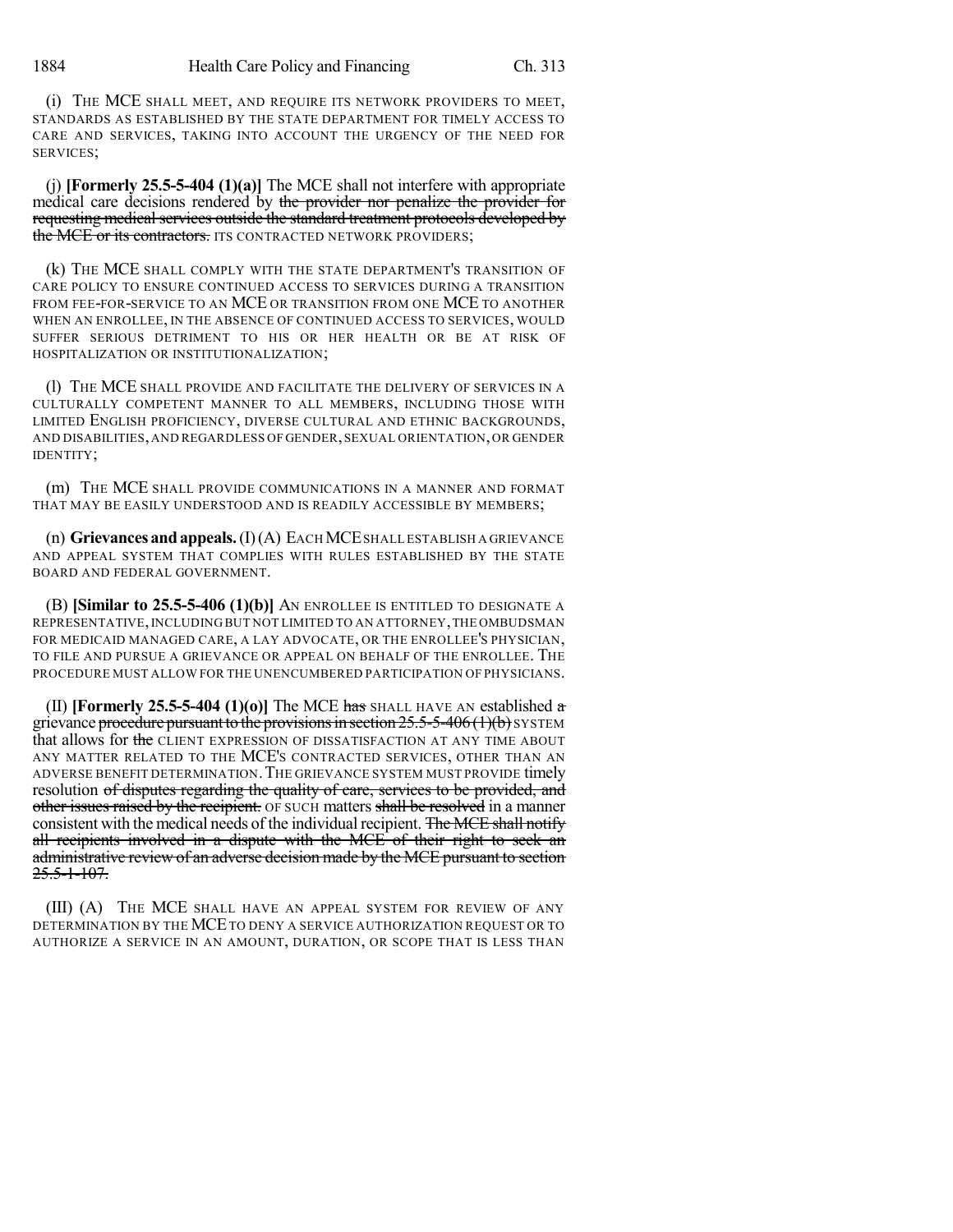(i) THE MCE SHALL MEET, AND REQUIRE ITS NETWORK PROVIDERS TO MEET, STANDARDS AS ESTABLISHED BY THE STATE DEPARTMENT FOR TIMELY ACCESS TO CARE AND SERVICES, TAKING INTO ACCOUNT THE URGENCY OF THE NEED FOR SERVICES;

(j) **[Formerly 25.5-5-404 (1)(a)]** The MCE shall not interfere with appropriate medical care decisions rendered by ~~the provider nor penalize the provider for requesting medical services outside the standard treatment protocols developed by the MCE or its contractors.~~ ITS CONTRACTED NETWORK PROVIDERS;

(k) THE MCE SHALL COMPLY WITH THE STATE DEPARTMENT'S TRANSITION OF CARE POLICY TO ENSURE CONTINUED ACCESS TO SERVICES DURING A TRANSITION FROM FEE-FOR-SERVICE TO AN MCE OR TRANSITION FROM ONE MCE TO ANOTHER WHEN AN ENROLLEE, IN THE ABSENCE OF CONTINUED ACCESS TO SERVICES, WOULD SUFFER SERIOUS DETRIMENT TO HIS OR HER HEALTH OR BE AT RISK OF HOSPITALIZATION OR INSTITUTIONALIZATION;

(l) THE MCE SHALL PROVIDE AND FACILITATE THE DELIVERY OF SERVICES IN A CULTURALLY COMPETENT MANNER TO ALL MEMBERS, INCLUDING THOSE WITH LIMITED ENGLISH PROFICIENCY, DIVERSE CULTURAL AND ETHNIC BACKGROUNDS, AND DISABILITIES, AND REGARDLESS OF GENDER, SEXUAL ORIENTATION, OR GENDER IDENTITY;

(m) THE MCE SHALL PROVIDE COMMUNICATIONS IN A MANNER AND FORMAT THAT MAY BE EASILY UNDERSTOOD AND IS READILY ACCESSIBLE BY MEMBERS;

(n) **Grievances and appeals.** (I) (A) EACH MCE SHALL ESTABLISH A GRIEVANCE AND APPEAL SYSTEM THAT COMPLIES WITH RULES ESTABLISHED BY THE STATE BOARD AND FEDERAL GOVERNMENT.

(B) **[Similar to 25.5-5-406 (1)(b)]** AN ENROLLEE IS ENTITLED TO DESIGNATE A REPRESENTATIVE, INCLUDING BUT NOT LIMITED TO AN ATTORNEY, THE OMBUDSMAN FOR MEDICAID MANAGED CARE, A LAY ADVOCATE, OR THE ENROLLEE'S PHYSICIAN, TO FILE AND PURSUE A GRIEVANCE OR APPEAL ON BEHALF OF THE ENROLLEE. THE PROCEDURE MUST ALLOW FOR THE UNENCUMBERED PARTICIPATION OF PHYSICIANS.

(II) **[Formerly 25.5-5-404 (1)(o)]** The MCE ~~has~~ SHALL HAVE AN established ~~a~~ grievance ~~procedure pursuant to the provisions in section 25.5-5-406 (1)(b)~~ SYSTEM that allows for ~~the~~ CLIENT EXPRESSION OF DISSATISFACTION AT ANY TIME ABOUT ANY MATTER RELATED TO THE MCE'S CONTRACTED SERVICES, OTHER THAN AN ADVERSE BENEFIT DETERMINATION. THE GRIEVANCE SYSTEM MUST PROVIDE timely resolution ~~of disputes regarding the quality of care, services to be provided, and other issues raised by the recipient.~~ OF SUCH matters ~~shall be resolved~~ in a manner consistent with the medical needs of the individual recipient. ~~The MCE shall notify all recipients involved in a dispute with the MCE of their right to seek an administrative review of an adverse decision made by the MCE pursuant to section 25.5-1-107.~~

(III) (A) THE MCE SHALL HAVE AN APPEAL SYSTEM FOR REVIEW OF ANY DETERMINATION BY THE MCE TO DENY A SERVICE AUTHORIZATION REQUEST OR TO AUTHORIZE A SERVICE IN AN AMOUNT, DURATION, OR SCOPE THAT IS LESS THAN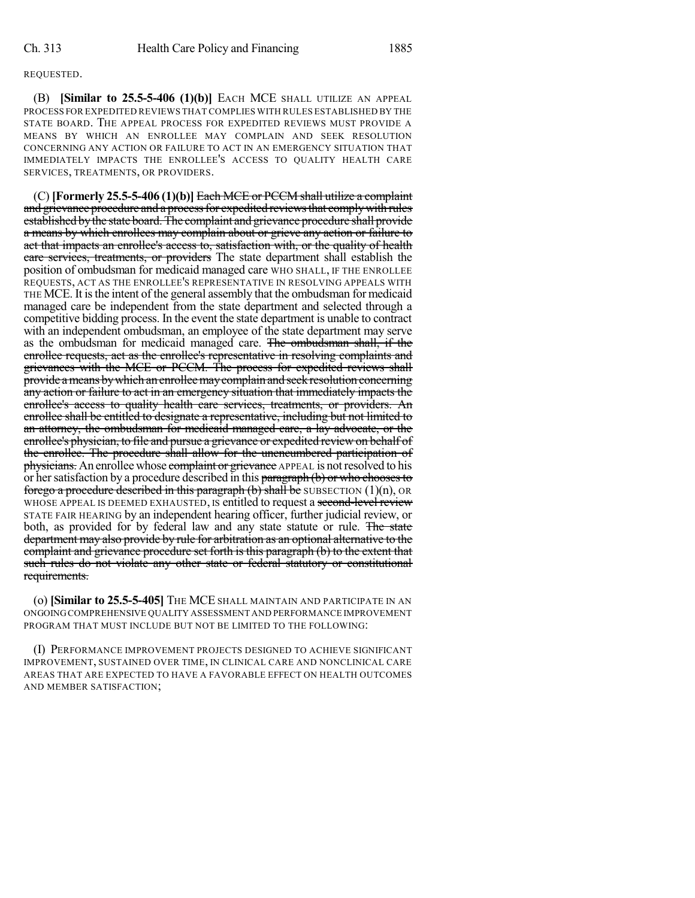REQUESTED.

(B) **[Similar to 25.5-5-406 (1)(b)]** EACH MCE SHALL UTILIZE AN APPEAL PROCESS FOR EXPEDITED REVIEWS THAT COMPLIES WITH RULES ESTABLISHED BY THE STATE BOARD. THE APPEAL PROCESS FOR EXPEDITED REVIEWS MUST PROVIDE A MEANS BY WHICH AN ENROLLEE MAY COMPLAIN AND SEEK RESOLUTION CONCERNING ANY ACTION OR FAILURE TO ACT IN AN EMERGENCY SITUATION THAT IMMEDIATELY IMPACTS THE ENROLLEE'S ACCESS TO QUALITY HEALTH CARE SERVICES, TREATMENTS, OR PROVIDERS.

(C) **[Formerly 25.5-5-406 (1)(b)]** ~~Each MCE or PCCM shall utilize a complaint and grievance procedure and a process for expedited reviews that comply with rules established by the state board. The complaint and grievance procedure shall provide a means by which enrollees may complain about or grieve any action or failure to act that impacts an enrollee's access to, satisfaction with, or the quality of health care services, treatments, or providers~~ The state department shall establish the position of ombudsman for medicaid managed care WHO SHALL, IF THE ENROLLEE REQUESTS, ACT AS THE ENROLLEE'S REPRESENTATIVE IN RESOLVING APPEALS WITH THE MCE. It is the intent of the general assembly that the ombudsman for medicaid managed care be independent from the state department and selected through a competitive bidding process. In the event the state department is unable to contract with an independent ombudsman, an employee of the state department may serve as the ombudsman for medicaid managed care. ~~The ombudsman shall, if the enrollee requests, act as the enrollee's representative in resolving complaints and grievances with the MCE or PCCM. The process for expedited reviews shall provide a means by which an enrollee may complain and seek resolution concerning any action or failure to act in an emergency situation that immediately impacts the enrollee's access to quality health care services, treatments, or providers. An enrollee shall be entitled to designate a representative, including but not limited to an attorney, the ombudsman for medicaid managed care, a lay advocate, or the enrollee's physician, to file and pursue a grievance or expedited review on behalf of the enrollee. The procedure shall allow for the unencumbered participation of physicians.~~ An enrollee whose ~~complaint or grievance~~ APPEAL is not resolved to his or her satisfaction by a procedure described in this ~~paragraph (b) or who chooses to forego a procedure described in this paragraph (b) shall be~~ SUBSECTION (1)(n), OR WHOSE APPEAL IS DEEMED EXHAUSTED, IS entitled to request a ~~second-level review~~ STATE FAIR HEARING by an independent hearing officer, further judicial review, or both, as provided for by federal law and any state statute or rule. ~~The state department may also provide by rule for arbitration as an optional alternative to the complaint and grievance procedure set forth is this paragraph (b) to the extent that such rules do not violate any other state or federal statutory or constitutional requirements.~~

(o) **[Similar to 25.5-5-405]** THE MCE SHALL MAINTAIN AND PARTICIPATE IN AN ONGOING COMPREHENSIVE QUALITY ASSESSMENT AND PERFORMANCE IMPROVEMENT PROGRAM THAT MUST INCLUDE BUT NOT BE LIMITED TO THE FOLLOWING:

(I) PERFORMANCE IMPROVEMENT PROJECTS DESIGNED TO ACHIEVE SIGNIFICANT IMPROVEMENT, SUSTAINED OVER TIME, IN CLINICAL CARE AND NONCLINICAL CARE AREAS THAT ARE EXPECTED TO HAVE A FAVORABLE EFFECT ON HEALTH OUTCOMES AND MEMBER SATISFACTION;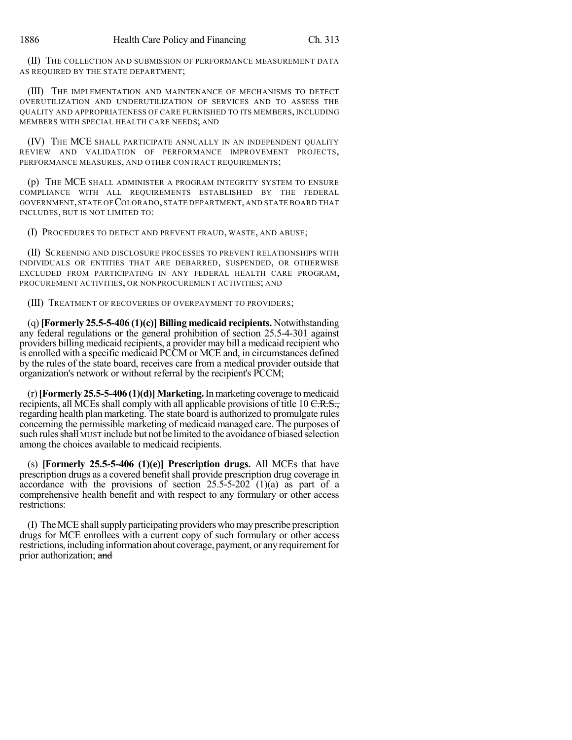(II) THE COLLECTION AND SUBMISSION OF PERFORMANCE MEASUREMENT DATA AS REQUIRED BY THE STATE DEPARTMENT;

(III) THE IMPLEMENTATION AND MAINTENANCE OF MECHANISMS TO DETECT OVERUTILIZATION AND UNDERUTILIZATION OF SERVICES AND TO ASSESS THE QUALITY AND APPROPRIATENESS OF CARE FURNISHED TO ITS MEMBERS, INCLUDING MEMBERS WITH SPECIAL HEALTH CARE NEEDS; AND

(IV) THE MCE SHALL PARTICIPATE ANNUALLY IN AN INDEPENDENT QUALITY REVIEW AND VALIDATION OF PERFORMANCE IMPROVEMENT PROJECTS, PERFORMANCE MEASURES, AND OTHER CONTRACT REQUIREMENTS;

(p) THE MCE SHALL ADMINISTER A PROGRAM INTEGRITY SYSTEM TO ENSURE COMPLIANCE WITH ALL REQUIREMENTS ESTABLISHED BY THE FEDERAL GOVERNMENT, STATE OF COLORADO, STATE DEPARTMENT, AND STATE BOARD THAT INCLUDES, BUT IS NOT LIMITED TO:

(I) PROCEDURES TO DETECT AND PREVENT FRAUD, WASTE, AND ABUSE;

(II) SCREENING AND DISCLOSURE PROCESSES TO PREVENT RELATIONSHIPS WITH INDIVIDUALS OR ENTITIES THAT ARE DEBARRED, SUSPENDED, OR OTHERWISE EXCLUDED FROM PARTICIPATING IN ANY FEDERAL HEALTH CARE PROGRAM, PROCUREMENT ACTIVITIES, OR NONPROCUREMENT ACTIVITIES; AND

(III) TREATMENT OF RECOVERIES OF OVERPAYMENT TO PROVIDERS;

(q) **[Formerly 25.5-5-406 (1)(c)] Billing medicaid recipients.** Notwithstanding any federal regulations or the general prohibition of section 25.5-4-301 against providers billing medicaid recipients, a provider may bill a medicaid recipient who is enrolled with a specific medicaid PCCM or MCE and, in circumstances defined by the rules of the state board, receives care from a medical provider outside that organization's network or without referral by the recipient's PCCM;

(r) **[Formerly 25.5-5-406 (1)(d)] Marketing.** In marketing coverage to medicaid recipients, all MCEs shall comply with all applicable provisions of title 10 ~~C.R.S.,~~ regarding health plan marketing. The state board is authorized to promulgate rules concerning the permissible marketing of medicaid managed care. The purposes of such rules ~~shall~~ MUST include but not be limited to the avoidance of biased selection among the choices available to medicaid recipients.

(s) **[Formerly 25.5-5-406 (1)(e)] Prescription drugs.** All MCEs that have prescription drugs as a covered benefit shall provide prescription drug coverage in accordance with the provisions of section 25.5-5-202 (1)(a) as part of a comprehensive health benefit and with respect to any formulary or other access restrictions:

(I) The MCE shall supply participating providers who may prescribe prescription drugs for MCE enrollees with a current copy of such formulary or other access restrictions, including information about coverage, payment, or any requirement for prior authorization; ~~and~~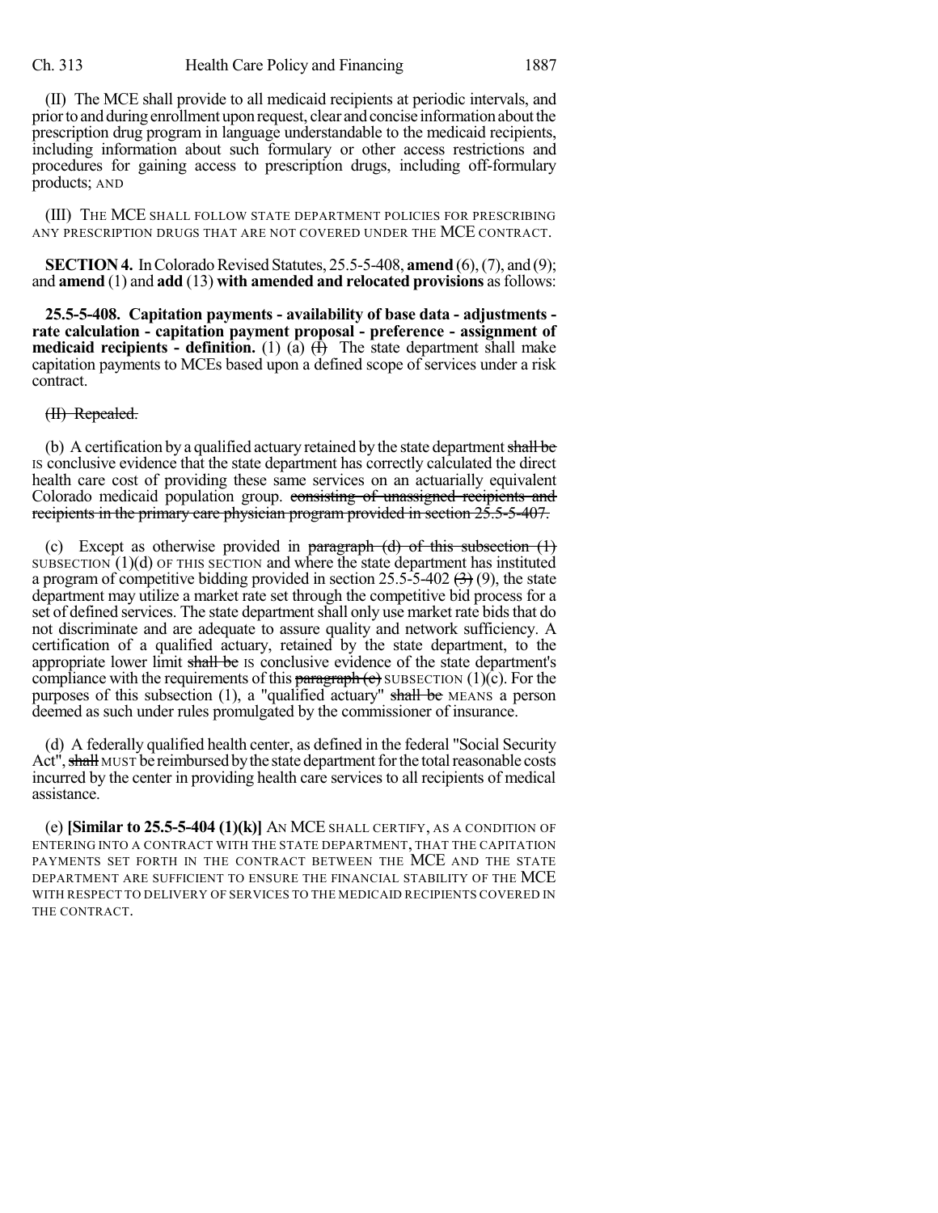(II) The MCE shall provide to all medicaid recipients at periodic intervals, and prior to and during enrollment upon request, clear and concise information about the prescription drug program in language understandable to the medicaid recipients, including information about such formulary or other access restrictions and procedures for gaining access to prescription drugs, including off-formulary products; AND

(III) THE MCE SHALL FOLLOW STATE DEPARTMENT POLICIES FOR PRESCRIBING ANY PRESCRIPTION DRUGS THAT ARE NOT COVERED UNDER THE MCE CONTRACT.

**SECTION 4.** In Colorado Revised Statutes, 25.5-5-408, **amend** (6), (7), and (9); and **amend** (1) and **add** (13) **with amended and relocated provisions** as follows:

**25.5-5-408. Capitation payments - availability of base data - adjustments - rate calculation - capitation payment proposal - preference - assignment of medicaid recipients - definition.** (1) (a) ~~(I)~~ The state department shall make capitation payments to MCEs based upon a defined scope of services under a risk contract.

~~(II) Repealed.~~

(b) A certification by a qualified actuary retained by the state department ~~shall be~~ IS conclusive evidence that the state department has correctly calculated the direct health care cost of providing these same services on an actuarially equivalent Colorado medicaid population group. ~~consisting of unassigned recipients and recipients in the primary care physician program provided in section 25.5-5-407.~~

(c) Except as otherwise provided in ~~paragraph (d) of this subsection (1)~~ SUBSECTION (1)(d) OF THIS SECTION and where the state department has instituted a program of competitive bidding provided in section 25.5-5-402 ~~(3)~~ (9), the state department may utilize a market rate set through the competitive bid process for a set of defined services. The state department shall only use market rate bids that do not discriminate and are adequate to assure quality and network sufficiency. A certification of a qualified actuary, retained by the state department, to the appropriate lower limit ~~shall be~~ IS conclusive evidence of the state department's compliance with the requirements of this ~~paragraph (c)~~ SUBSECTION (1)(c). For the purposes of this subsection (1), a "qualified actuary" ~~shall be~~ MEANS a person deemed as such under rules promulgated by the commissioner of insurance.

(d) A federally qualified health center, as defined in the federal "Social Security Act", ~~shall~~ MUST be reimbursed by the state department for the total reasonable costs incurred by the center in providing health care services to all recipients of medical assistance.

(e) **[Similar to 25.5-5-404 (1)(k)]** AN MCE SHALL CERTIFY, AS A CONDITION OF ENTERING INTO A CONTRACT WITH THE STATE DEPARTMENT, THAT THE CAPITATION PAYMENTS SET FORTH IN THE CONTRACT BETWEEN THE MCE AND THE STATE DEPARTMENT ARE SUFFICIENT TO ENSURE THE FINANCIAL STABILITY OF THE MCE WITH RESPECT TO DELIVERY OF SERVICES TO THE MEDICAID RECIPIENTS COVERED IN THE CONTRACT.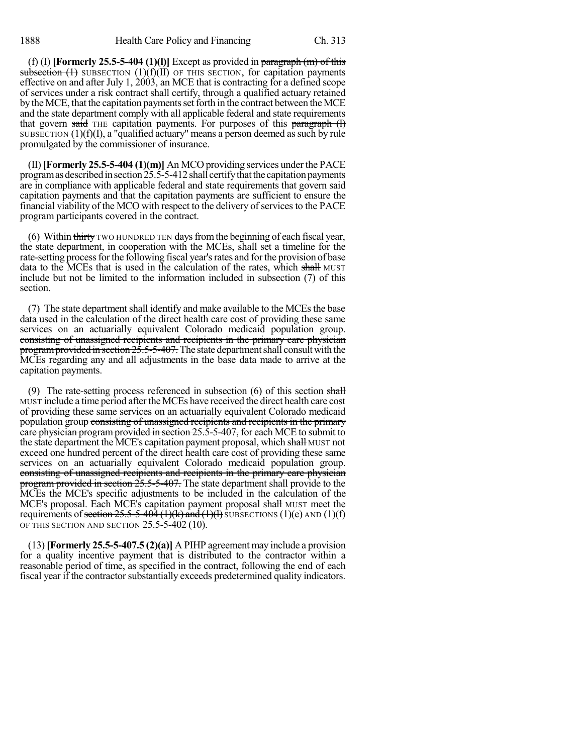(f) (I) **[Formerly 25.5-5-404 (1)(l)]** Except as provided in ~~paragraph (m) of this subsection (1)~~ SUBSECTION (1)(f)(II) OF THIS SECTION, for capitation payments effective on and after July 1, 2003, an MCE that is contracting for a defined scope of services under a risk contract shall certify, through a qualified actuary retained by the MCE, that the capitation payments set forth in the contract between the MCE and the state department comply with all applicable federal and state requirements that govern ~~said~~ THE capitation payments. For purposes of this ~~paragraph (l)~~ SUBSECTION (1)(f)(I), a "qualified actuary" means a person deemed as such by rule promulgated by the commissioner of insurance.

(II) **[Formerly 25.5-5-404 (1)(m)]** An MCO providing services under the PACE program as described in section 25.5-5-412 shall certify that the capitation payments are in compliance with applicable federal and state requirements that govern said capitation payments and that the capitation payments are sufficient to ensure the financial viability of the MCO with respect to the delivery of services to the PACE program participants covered in the contract.

(6) Within ~~thirty~~ TWO HUNDRED TEN days from the beginning of each fiscal year, the state department, in cooperation with the MCEs, shall set a timeline for the rate-setting process for the following fiscal year's rates and for the provision of base data to the MCEs that is used in the calculation of the rates, which ~~shall~~ MUST include but not be limited to the information included in subsection (7) of this section.

(7) The state department shall identify and make available to the MCEs the base data used in the calculation of the direct health care cost of providing these same services on an actuarially equivalent Colorado medicaid population group. ~~consisting of unassigned recipients and recipients in the primary care physician program provided in section 25.5-5-407.~~ The state department shall consult with the MCEs regarding any and all adjustments in the base data made to arrive at the capitation payments.

(9) The rate-setting process referenced in subsection (6) of this section ~~shall~~ MUST include a time period after the MCEs have received the direct health care cost of providing these same services on an actuarially equivalent Colorado medicaid population group ~~consisting of unassigned recipients and recipients in the primary care physician program provided in section 25.5-5-407,~~ for each MCE to submit to the state department the MCE's capitation payment proposal, which ~~shall~~ MUST not exceed one hundred percent of the direct health care cost of providing these same services on an actuarially equivalent Colorado medicaid population group. ~~consisting of unassigned recipients and recipients in the primary care physician program provided in section 25.5-5-407.~~ The state department shall provide to the MCEs the MCE's specific adjustments to be included in the calculation of the MCE's proposal. Each MCE's capitation payment proposal ~~shall~~ MUST meet the requirements of ~~section 25.5-5-404 (1)(k) and (1)(l)~~ SUBSECTIONS (1)(e) AND (1)(f) OF THIS SECTION AND SECTION 25.5-5-402 (10).

(13) **[Formerly 25.5-5-407.5 (2)(a)]** A PIHP agreement may include a provision for a quality incentive payment that is distributed to the contractor within a reasonable period of time, as specified in the contract, following the end of each fiscal year if the contractor substantially exceeds predetermined quality indicators.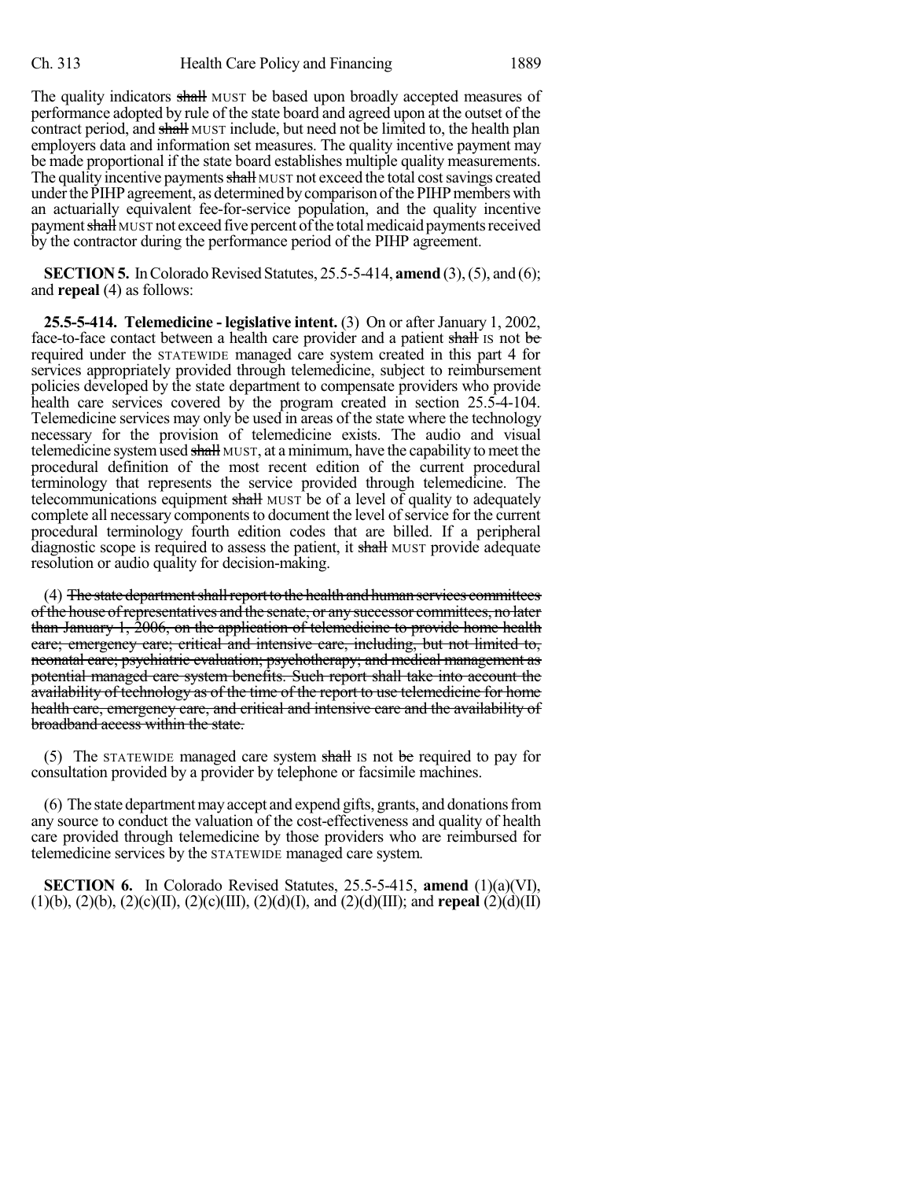The quality indicators ~~shall~~ MUST be based upon broadly accepted measures of performance adopted by rule of the state board and agreed upon at the outset of the contract period, and ~~shall~~ MUST include, but need not be limited to, the health plan employers data and information set measures. The quality incentive payment may be made proportional if the state board establishes multiple quality measurements. The quality incentive payments ~~shall~~ MUST not exceed the total cost savings created under the PIHP agreement, as determined by comparison of the PIHP members with an actuarially equivalent fee-for-service population, and the quality incentive payment ~~shall~~ MUST not exceed five percent of the total medicaid payments received by the contractor during the performance period of the PIHP agreement.

**SECTION 5.** In Colorado Revised Statutes, 25.5-5-414, **amend** (3), (5), and (6); and **repeal** (4) as follows:

**25.5-5-414. Telemedicine - legislative intent.** (3) On or after January 1, 2002, face-to-face contact between a health care provider and a patient ~~shall~~ IS not ~~be~~ required under the STATEWIDE managed care system created in this part 4 for services appropriately provided through telemedicine, subject to reimbursement policies developed by the state department to compensate providers who provide health care services covered by the program created in section 25.5-4-104. Telemedicine services may only be used in areas of the state where the technology necessary for the provision of telemedicine exists. The audio and visual telemedicine system used ~~shall~~ MUST, at a minimum, have the capability to meet the procedural definition of the most recent edition of the current procedural terminology that represents the service provided through telemedicine. The telecommunications equipment ~~shall~~ MUST be of a level of quality to adequately complete all necessary components to document the level of service for the current procedural terminology fourth edition codes that are billed. If a peripheral diagnostic scope is required to assess the patient, it ~~shall~~ MUST provide adequate resolution or audio quality for decision-making.

(4) ~~The state department shall report to the health and human services committees of the house of representatives and the senate, or any successor committees, no later than January 1, 2006, on the application of telemedicine to provide home health care; emergency care; critical and intensive care, including, but not limited to, neonatal care; psychiatric evaluation; psychotherapy; and medical management as potential managed care system benefits. Such report shall take into account the availability of technology as of the time of the report to use telemedicine for home health care, emergency care, and critical and intensive care and the availability of broadband access within the state.~~

(5) The STATEWIDE managed care system ~~shall~~ IS not ~~be~~ required to pay for consultation provided by a provider by telephone or facsimile machines.

(6) The state department may accept and expend gifts, grants, and donations from any source to conduct the valuation of the cost-effectiveness and quality of health care provided through telemedicine by those providers who are reimbursed for telemedicine services by the STATEWIDE managed care system.

**SECTION 6.** In Colorado Revised Statutes, 25.5-5-415, **amend** (1)(a)(VI), (1)(b), (2)(b), (2)(c)(II), (2)(c)(III), (2)(d)(I), and (2)(d)(III); and **repeal** (2)(d)(II)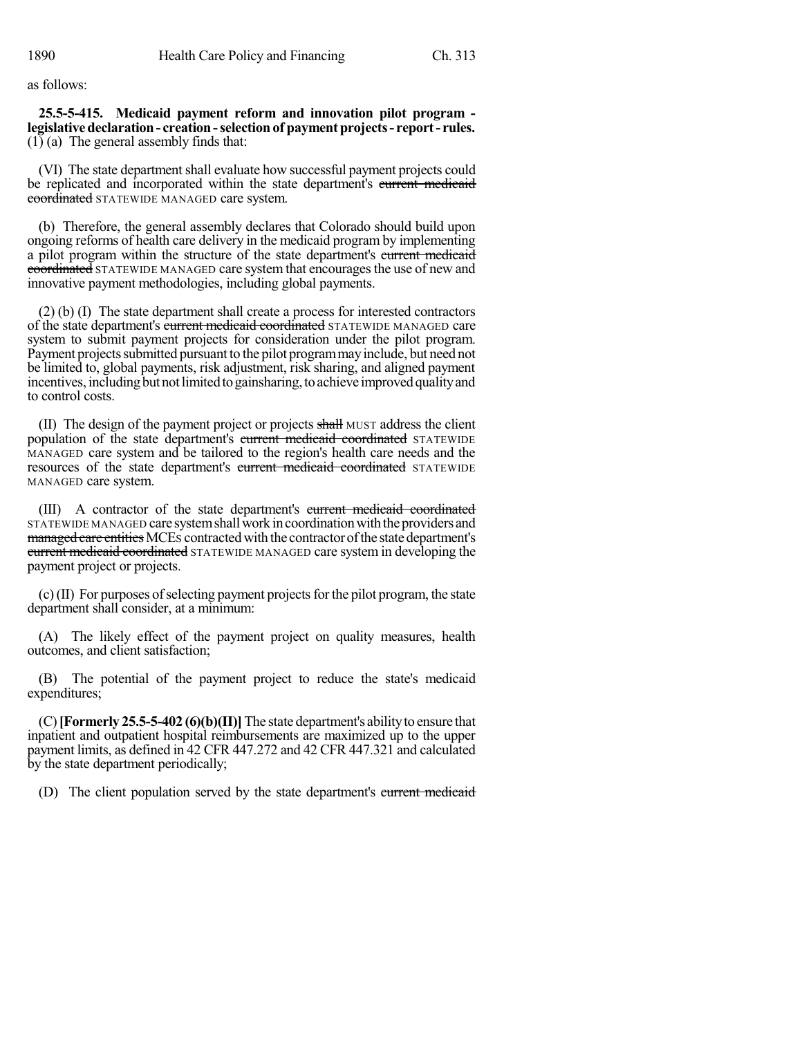as follows:

**25.5-5-415. Medicaid payment reform and innovation pilot program - legislative declaration - creation - selection of payment projects - report - rules.** (1) (a) The general assembly finds that:

(VI) The state department shall evaluate how successful payment projects could be replicated and incorporated within the state department's ~~current medicaid coordinated~~ STATEWIDE MANAGED care system.

(b) Therefore, the general assembly declares that Colorado should build upon ongoing reforms of health care delivery in the medicaid program by implementing a pilot program within the structure of the state department's ~~current medicaid coordinated~~ STATEWIDE MANAGED care system that encourages the use of new and innovative payment methodologies, including global payments.

(2) (b) (I) The state department shall create a process for interested contractors of the state department's ~~current medicaid coordinated~~ STATEWIDE MANAGED care system to submit payment projects for consideration under the pilot program. Payment projects submitted pursuant to the pilot program may include, but need not be limited to, global payments, risk adjustment, risk sharing, and aligned payment incentives, including but not limited to gainsharing, to achieve improved quality and to control costs.

(II) The design of the payment project or projects ~~shall~~ MUST address the client population of the state department's ~~current medicaid coordinated~~ STATEWIDE MANAGED care system and be tailored to the region's health care needs and the resources of the state department's ~~current medicaid coordinated~~ STATEWIDE MANAGED care system.

(III) A contractor of the state department's ~~current medicaid coordinated~~ STATEWIDE MANAGED care system shall work in coordination with the providers and ~~managed care entities~~ MCEs contracted with the contractor of the state department's ~~current medicaid coordinated~~ STATEWIDE MANAGED care system in developing the payment project or projects.

(c) (II) For purposes of selecting payment projects for the pilot program, the state department shall consider, at a minimum:

(A) The likely effect of the payment project on quality measures, health outcomes, and client satisfaction;

(B) The potential of the payment project to reduce the state's medicaid expenditures;

(C) **[Formerly 25.5-5-402 (6)(b)(II)]** The state department's ability to ensure that inpatient and outpatient hospital reimbursements are maximized up to the upper payment limits, as defined in 42 CFR 447.272 and 42 CFR 447.321 and calculated by the state department periodically;

(D) The client population served by the state department's ~~current medicaid~~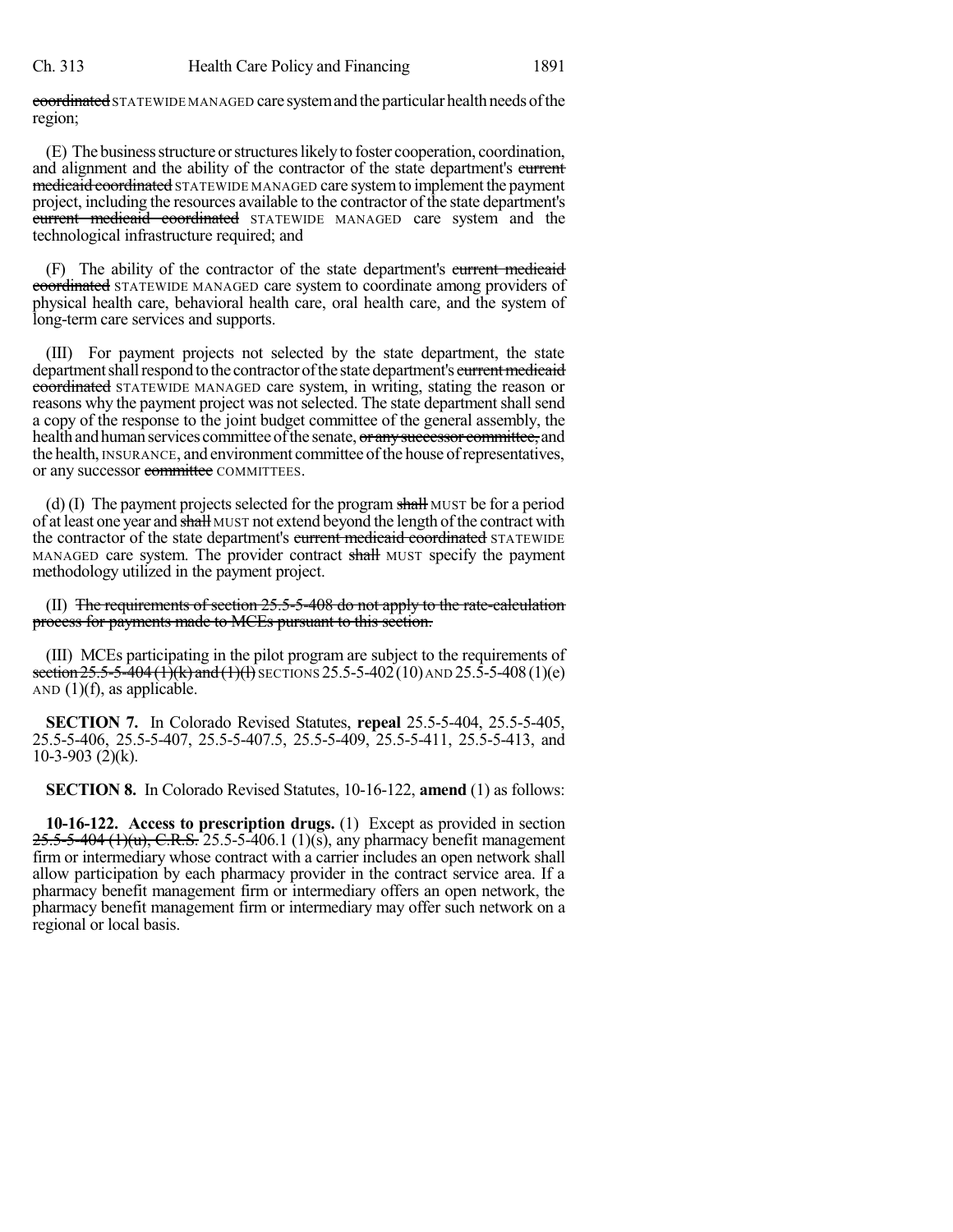coordinated STATEWIDE MANAGED care system and the particular health needs of the region;

(E) The business structure or structures likely to foster cooperation, coordination, and alignment and the ability of the contractor of the state department's ~~current medicaid coordinated~~ STATEWIDE MANAGED care system to implement the payment project, including the resources available to the contractor of the state department's ~~current medicaid coordinated~~ STATEWIDE MANAGED care system and the technological infrastructure required; and

(F) The ability of the contractor of the state department's ~~current medicaid coordinated~~ STATEWIDE MANAGED care system to coordinate among providers of physical health care, behavioral health care, oral health care, and the system of long-term care services and supports.

(III) For payment projects not selected by the state department, the state department shall respond to the contractor of the state department's ~~current medicaid coordinated~~ STATEWIDE MANAGED care system, in writing, stating the reason or reasons why the payment project was not selected. The state department shall send a copy of the response to the joint budget committee of the general assembly, the health and human services committee of the senate, ~~or any successor committee,~~ and the health, INSURANCE, and environment committee of the house of representatives, or any successor ~~committee~~ COMMITTEES.

(d) (I) The payment projects selected for the program ~~shall~~ MUST be for a period of at least one year and ~~shall~~ MUST not extend beyond the length of the contract with the contractor of the state department's ~~current medicaid coordinated~~ STATEWIDE MANAGED care system. The provider contract ~~shall~~ MUST specify the payment methodology utilized in the payment project.

(II) ~~The requirements of section 25.5-5-408 do not apply to the rate-calculation process for payments made to MCEs pursuant to this section.~~

(III) MCEs participating in the pilot program are subject to the requirements of ~~section 25.5-5-404 (1)(k) and (1)(l)~~ SECTIONS 25.5-5-402 (10) AND 25.5-5-408 (1)(e) AND (1)(f), as applicable.

**SECTION 7.** In Colorado Revised Statutes, **repeal** 25.5-5-404, 25.5-5-405, 25.5-5-406, 25.5-5-407, 25.5-5-407.5, 25.5-5-409, 25.5-5-411, 25.5-5-413, and 10-3-903 (2)(k).

**SECTION 8.** In Colorado Revised Statutes, 10-16-122, **amend** (1) as follows:

**10-16-122. Access to prescription drugs.** (1) Except as provided in section ~~25.5-5-404 (1)(u), C.R.S.~~ 25.5-5-406.1 (1)(s), any pharmacy benefit management firm or intermediary whose contract with a carrier includes an open network shall allow participation by each pharmacy provider in the contract service area. If a pharmacy benefit management firm or intermediary offers an open network, the pharmacy benefit management firm or intermediary may offer such network on a regional or local basis.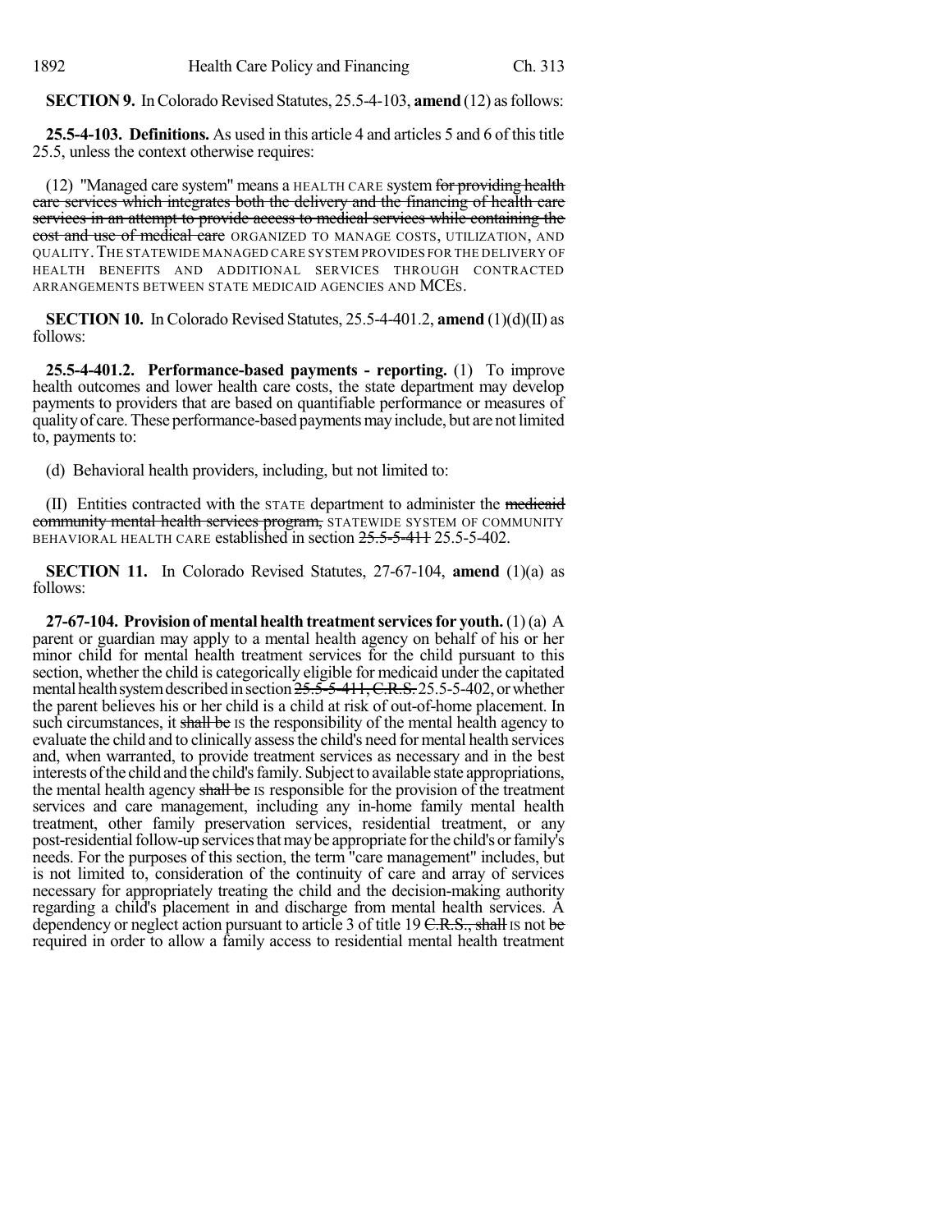**SECTION 9.** In Colorado Revised Statutes, 25.5-4-103, **amend** (12) as follows:

**25.5-4-103. Definitions.** As used in this article 4 and articles 5 and 6 of this title 25.5, unless the context otherwise requires:

(12) "Managed care system" means a HEALTH CARE system ~~for providing health care services which integrates both the delivery and the financing of health care services in an attempt to provide access to medical services while containing the cost and use of medical care~~ ORGANIZED TO MANAGE COSTS, UTILIZATION, AND QUALITY. THE STATEWIDE MANAGED CARE SYSTEM PROVIDES FOR THE DELIVERY OF HEALTH BENEFITS AND ADDITIONAL SERVICES THROUGH CONTRACTED ARRANGEMENTS BETWEEN STATE MEDICAID AGENCIES AND MCES.

**SECTION 10.** In Colorado Revised Statutes, 25.5-4-401.2, **amend** (1)(d)(II) as follows:

**25.5-4-401.2. Performance-based payments - reporting.** (1) To improve health outcomes and lower health care costs, the state department may develop payments to providers that are based on quantifiable performance or measures of quality of care. These performance-based payments may include, but are not limited to, payments to:

(d) Behavioral health providers, including, but not limited to:

(II) Entities contracted with the STATE department to administer the ~~medicaid community mental health services program,~~ STATEWIDE SYSTEM OF COMMUNITY BEHAVIORAL HEALTH CARE established in section ~~25.5-5-411~~ 25.5-5-402.

**SECTION 11.** In Colorado Revised Statutes, 27-67-104, **amend** (1)(a) as follows:

**27-67-104. Provision of mental health treatment services for youth.** (1) (a) A parent or guardian may apply to a mental health agency on behalf of his or her minor child for mental health treatment services for the child pursuant to this section, whether the child is categorically eligible for medicaid under the capitated mental health system described in section ~~25.5-5-411, C.R.S.~~ 25.5-5-402, or whether the parent believes his or her child is a child at risk of out-of-home placement. In such circumstances, it ~~shall be~~ IS the responsibility of the mental health agency to evaluate the child and to clinically assess the child's need for mental health services and, when warranted, to provide treatment services as necessary and in the best interests of the child and the child's family. Subject to available state appropriations, the mental health agency ~~shall be~~ IS responsible for the provision of the treatment services and care management, including any in-home family mental health treatment, other family preservation services, residential treatment, or any post-residential follow-up services that may be appropriate for the child's or family's needs. For the purposes of this section, the term "care management" includes, but is not limited to, consideration of the continuity of care and array of services necessary for appropriately treating the child and the decision-making authority regarding a child's placement in and discharge from mental health services. A dependency or neglect action pursuant to article 3 of title 19 ~~C.R.S., shall~~ IS not ~~be~~ required in order to allow a family access to residential mental health treatment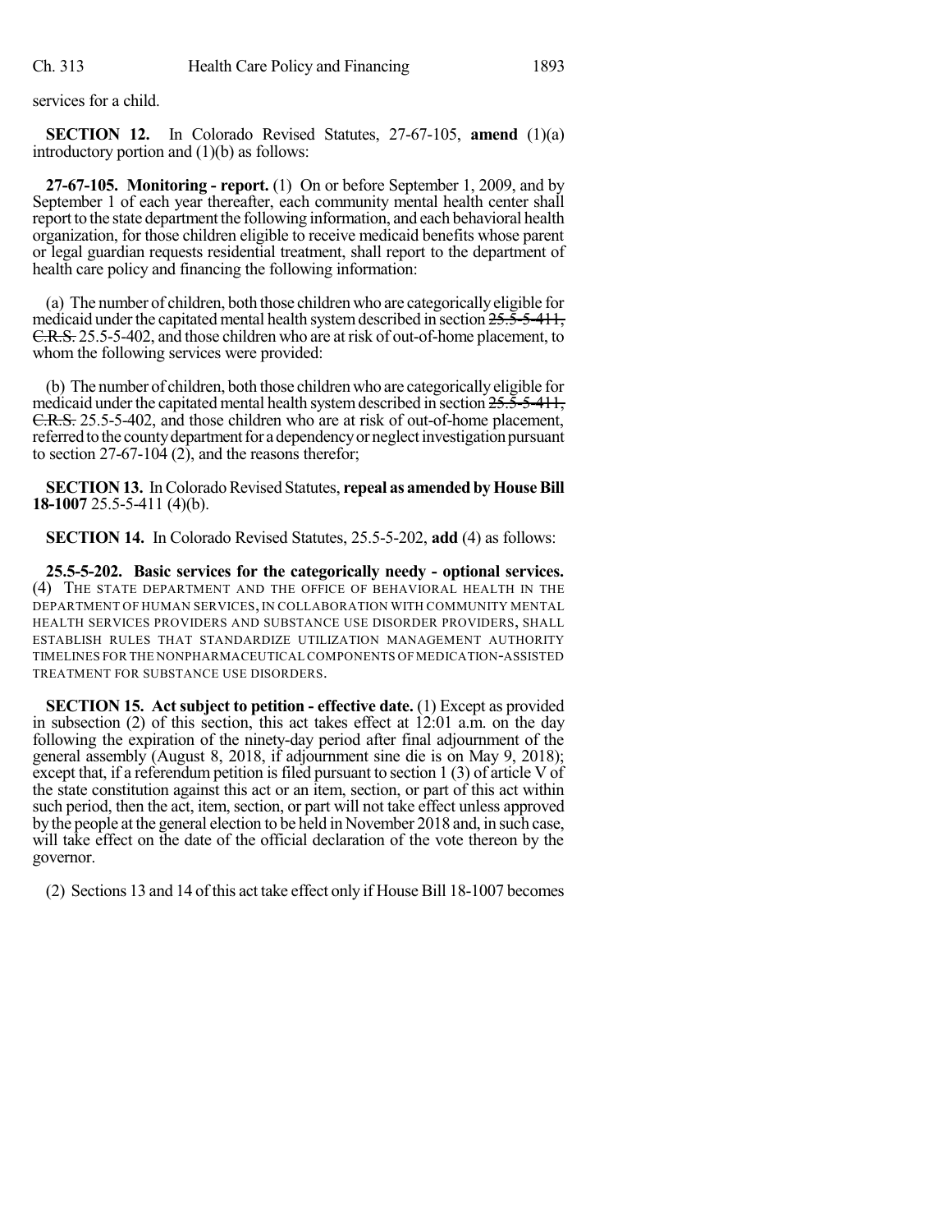services for a child.

**SECTION 12.** In Colorado Revised Statutes, 27-67-105, **amend** (1)(a) introductory portion and (1)(b) as follows:

**27-67-105. Monitoring - report.** (1) On or before September 1, 2009, and by September 1 of each year thereafter, each community mental health center shall report to the state department the following information, and each behavioral health organization, for those children eligible to receive medicaid benefits whose parent or legal guardian requests residential treatment, shall report to the department of health care policy and financing the following information:

(a) The number of children, both those children who are categorically eligible for medicaid under the capitated mental health system described in section ~~25.5-5-411, C.R.S.~~ 25.5-5-402, and those children who are at risk of out-of-home placement, to whom the following services were provided:

(b) The number of children, both those children who are categorically eligible for medicaid under the capitated mental health system described in section ~~25.5-5-411, C.R.S.~~ 25.5-5-402, and those children who are at risk of out-of-home placement, referred to the county department for a dependency or neglect investigation pursuant to section 27-67-104 (2), and the reasons therefor;

**SECTION 13.** In Colorado Revised Statutes, **repeal as amended by House Bill 18-1007** 25.5-5-411 (4)(b).

**SECTION 14.** In Colorado Revised Statutes, 25.5-5-202, **add** (4) as follows:

**25.5-5-202. Basic services for the categorically needy - optional services.** (4) THE STATE DEPARTMENT AND THE OFFICE OF BEHAVIORAL HEALTH IN THE DEPARTMENT OF HUMAN SERVICES, IN COLLABORATION WITH COMMUNITY MENTAL HEALTH SERVICES PROVIDERS AND SUBSTANCE USE DISORDER PROVIDERS, SHALL ESTABLISH RULES THAT STANDARDIZE UTILIZATION MANAGEMENT AUTHORITY TIMELINES FOR THE NONPHARMACEUTICAL COMPONENTS OF MEDICATION-ASSISTED TREATMENT FOR SUBSTANCE USE DISORDERS.

**SECTION 15. Act subject to petition - effective date.** (1) Except as provided in subsection (2) of this section, this act takes effect at 12:01 a.m. on the day following the expiration of the ninety-day period after final adjournment of the general assembly (August 8, 2018, if adjournment sine die is on May 9, 2018); except that, if a referendum petition is filed pursuant to section 1 (3) of article V of the state constitution against this act or an item, section, or part of this act within such period, then the act, item, section, or part will not take effect unless approved by the people at the general election to be held in November 2018 and, in such case, will take effect on the date of the official declaration of the vote thereon by the governor.

(2) Sections 13 and 14 of this act take effect only if House Bill 18-1007 becomes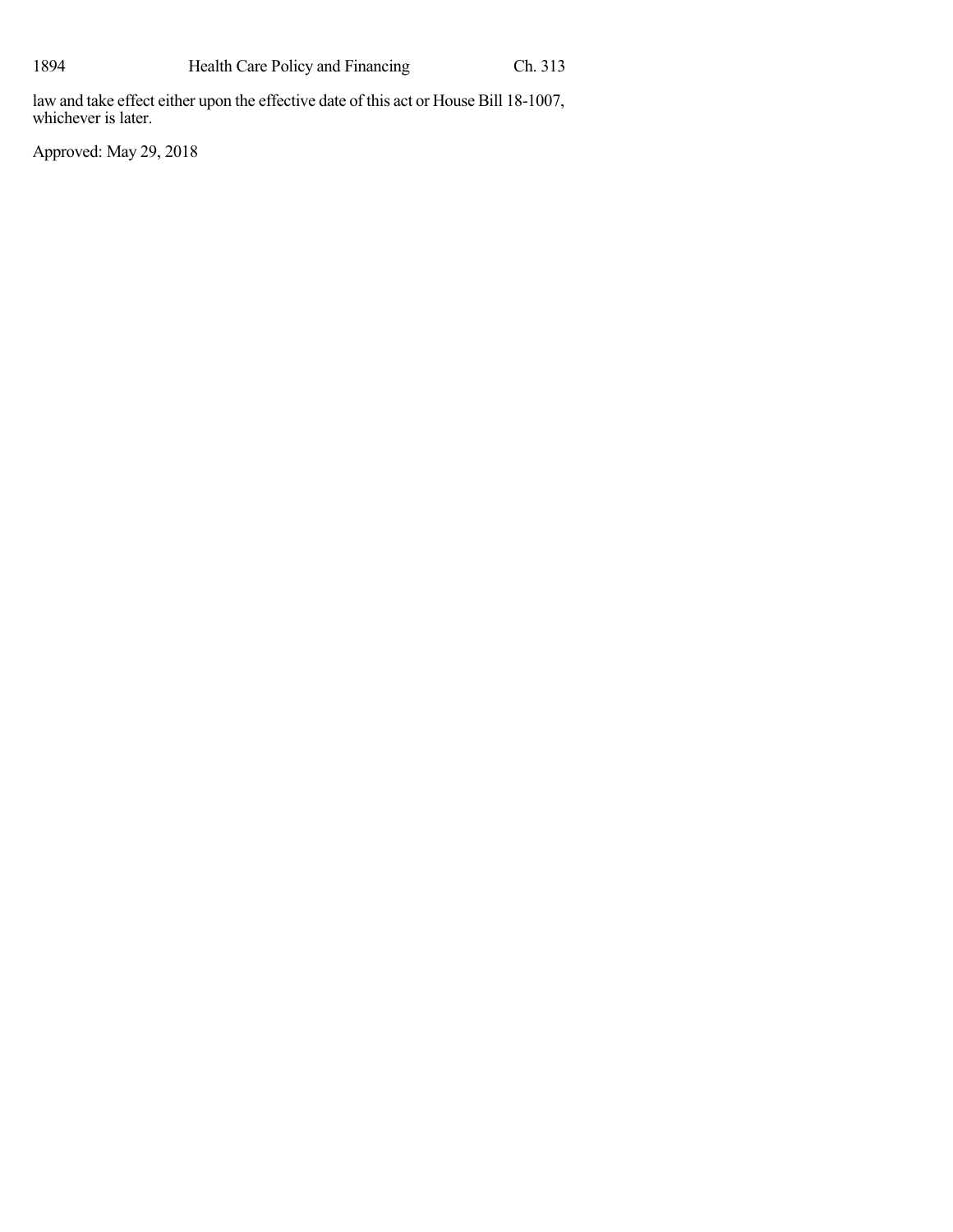law and take effect either upon the effective date of this act or House Bill 18-1007, whichever is later.

Approved: May 29, 2018